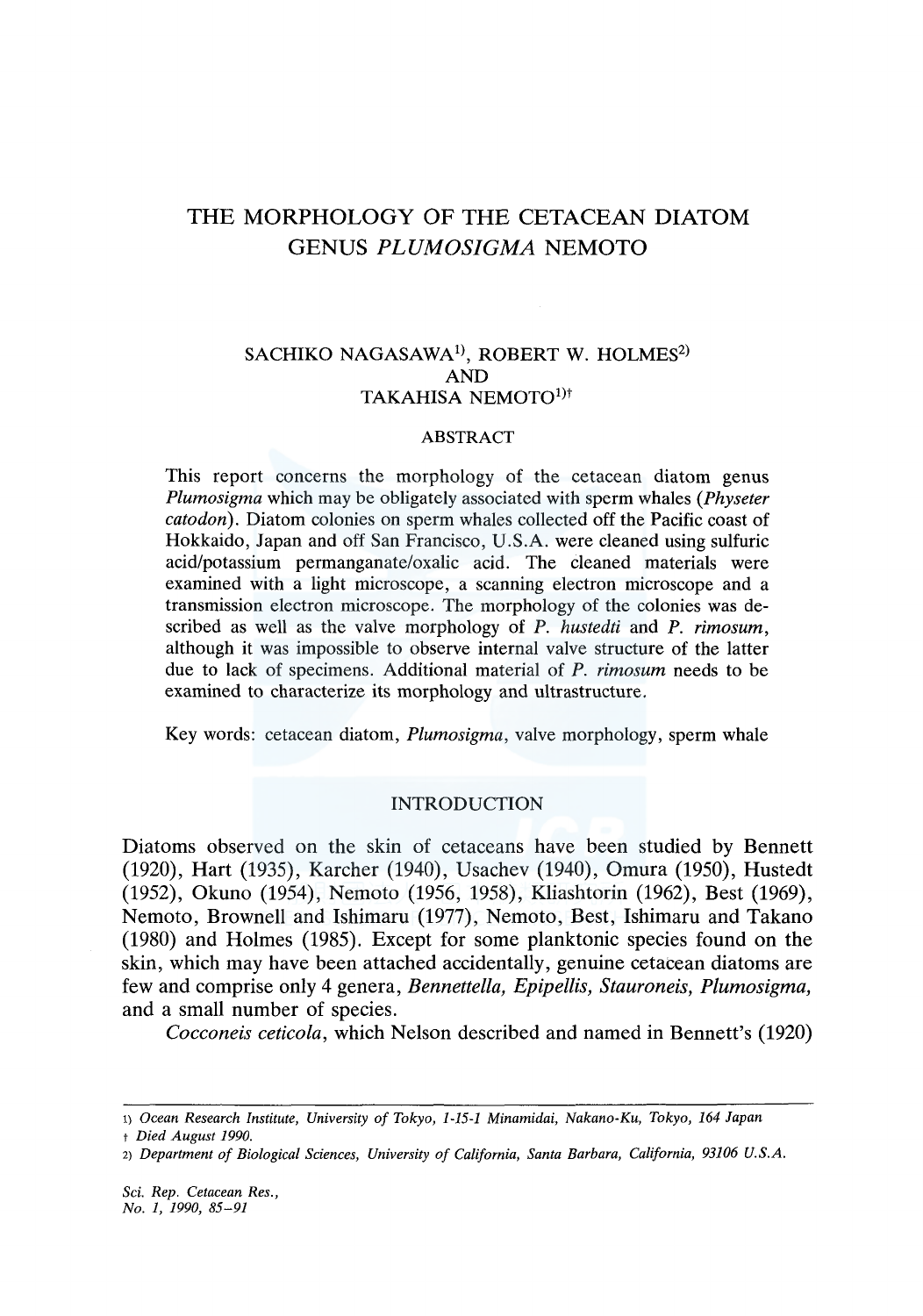# THE MORPHOLOGY OF THE CETACEAN DIATOM GENUS *PLUMOSIGMA* NEMOTO

SACHIKO NAGASAWA[1], ROBERT W. HOLMES[2] AND TAKAHISA NEMOTO[1]†

## ABSTRACT

This report concerns the morphology of the cetacean diatom genus *Plumosigma* which may be obligately associated with sperm whales (*Physeter catodon*). Diatom colonies on sperm whales collected off the Pacific coast of Hokkaido, Japan and off San Francisco, U.S.A. were cleaned using sulfuric acid/potassium permanganate/oxalic acid. The cleaned materials were examined with a light microscope, a scanning electron microscope and a transmission electron microscope. The morphology of the colonies was described as well as the valve morphology of *P. hustedti* and *P. rimosum*, although it was impossible to observe internal valve structure of the latter due to lack of specimens. Additional material of *P. rimosum* needs to be examined to characterize its morphology and ultrastructure.

Key words: cetacean diatom, *Plumosigma*, valve morphology, sperm whale

## INTRODUCTION

Diatoms observed on the skin of cetaceans have been studied by Bennett (1920), Hart (1935), Karcher (1940), Usachev (1940), Omura (1950), Hustedt (1952), Okuno (1954), Nemoto (1956, 1958), Kliashtorin (1962), Best (1969), Nemoto, Brownell and Ishimaru (1977), Nemoto, Best, Ishimaru and Takano (1980) and Holmes (1985). Except for some planktonic species found on the skin, which may have been attached accidentally, genuine cetacean diatoms are few and comprise only 4 genera, *Bennettella, Epipellis, Stauroneis, Plumosigma,* and a small number of species.

*Cocconeis ceticola*, which Nelson described and named in Bennett's (1920)

---

1) *Ocean Research Institute, University of Tokyo, 1-15-1 Minamidai, Nakano-Ku, Tokyo, 164 Japan*

† *Died August 1990.*

2) *Department of Biological Sciences, University of California, Santa Barbara, California, 93106 U.S.A.*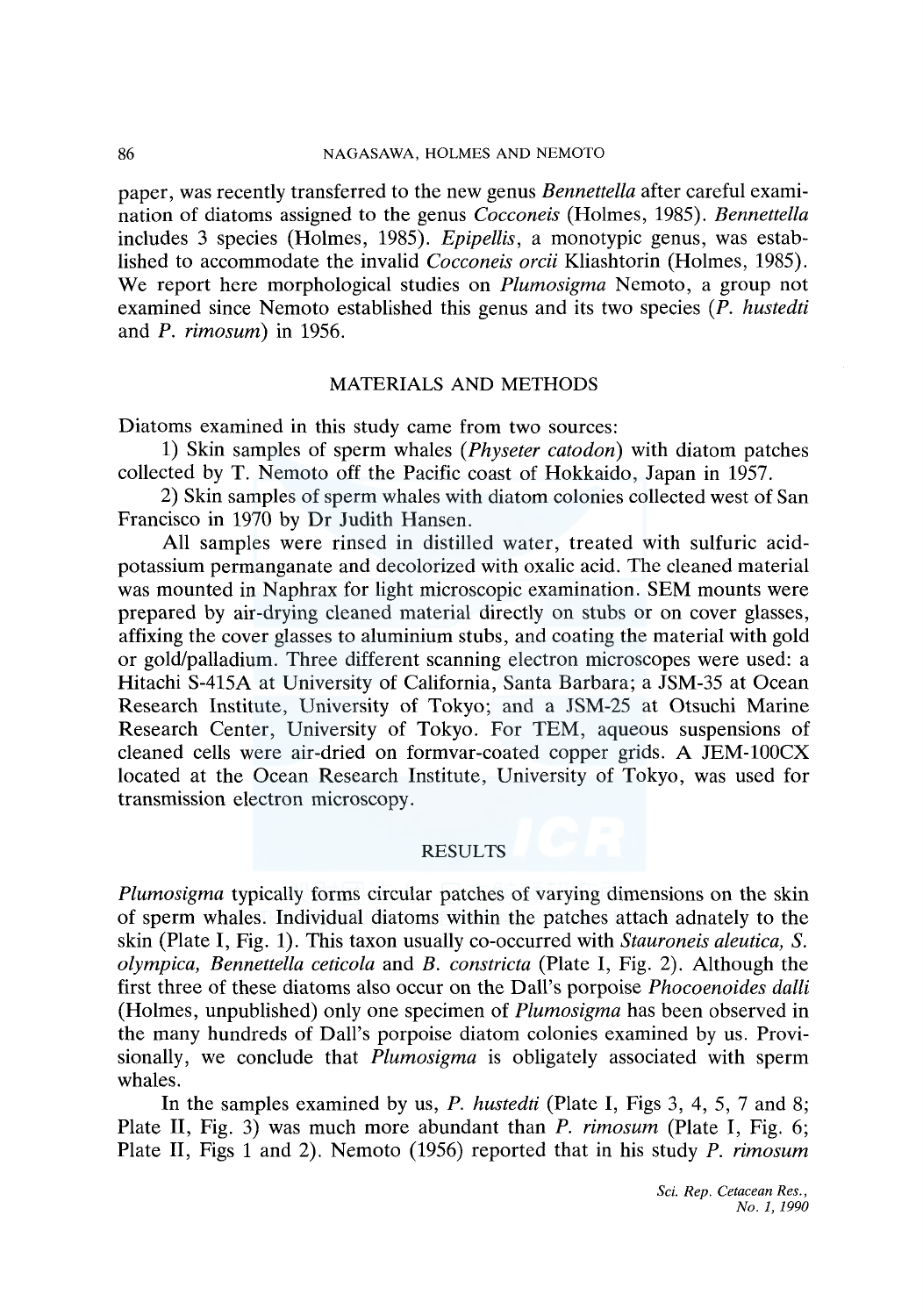paper, was recently transferred to the new genus *Bennettella* after careful examination of diatoms assigned to the genus *Cocconeis* (Holmes, 1985). *Bennettella* includes 3 species (Holmes, 1985). *Epipellis*, a monotypic genus, was established to accommodate the invalid *Cocconeis orcii* Kliashtorin (Holmes, 1985). We report here morphological studies on *Plumosigma* Nemoto, a group not examined since Nemoto established this genus and its two species (*P. hustedti* and *P. rimosum*) in 1956.

## MATERIALS AND METHODS

Diatoms examined in this study came from two sources:

1) Skin samples of sperm whales (*Physeter catodon*) with diatom patches collected by T. Nemoto off the Pacific coast of Hokkaido, Japan in 1957.

2) Skin samples of sperm whales with diatom colonies collected west of San Francisco in 1970 by Dr Judith Hansen.

All samples were rinsed in distilled water, treated with sulfuric acid-potassium permanganate and decolorized with oxalic acid. The cleaned material was mounted in Naphrax for light microscopic examination. SEM mounts were prepared by air-drying cleaned material directly on stubs or on cover glasses, affixing the cover glasses to aluminium stubs, and coating the material with gold or gold/palladium. Three different scanning electron microscopes were used: a Hitachi S-415A at University of California, Santa Barbara; a JSM-35 at Ocean Research Institute, University of Tokyo; and a JSM-25 at Otsuchi Marine Research Center, University of Tokyo. For TEM, aqueous suspensions of cleaned cells were air-dried on formvar-coated copper grids. A JEM-100CX located at the Ocean Research Institute, University of Tokyo, was used for transmission electron microscopy.

## RESULTS

*Plumosigma* typically forms circular patches of varying dimensions on the skin of sperm whales. Individual diatoms within the patches attach adnately to the skin (Plate I, Fig. 1). This taxon usually co-occurred with *Stauroneis aleutica*, *S. olympica*, *Bennettella ceticola* and *B. constricta* (Plate I, Fig. 2). Although the first three of these diatoms also occur on the Dall's porpoise *Phocoenoides dalli* (Holmes, unpublished) only one specimen of *Plumosigma* has been observed in the many hundreds of Dall's porpoise diatom colonies examined by us. Provisionally, we conclude that *Plumosigma* is obligately associated with sperm whales.

In the samples examined by us, *P. hustedti* (Plate I, Figs 3, 4, 5, 7 and 8; Plate II, Fig. 3) was much more abundant than *P. rimosum* (Plate I, Fig. 6; Plate II, Figs 1 and 2). Nemoto (1956) reported that in his study *P. rimosum*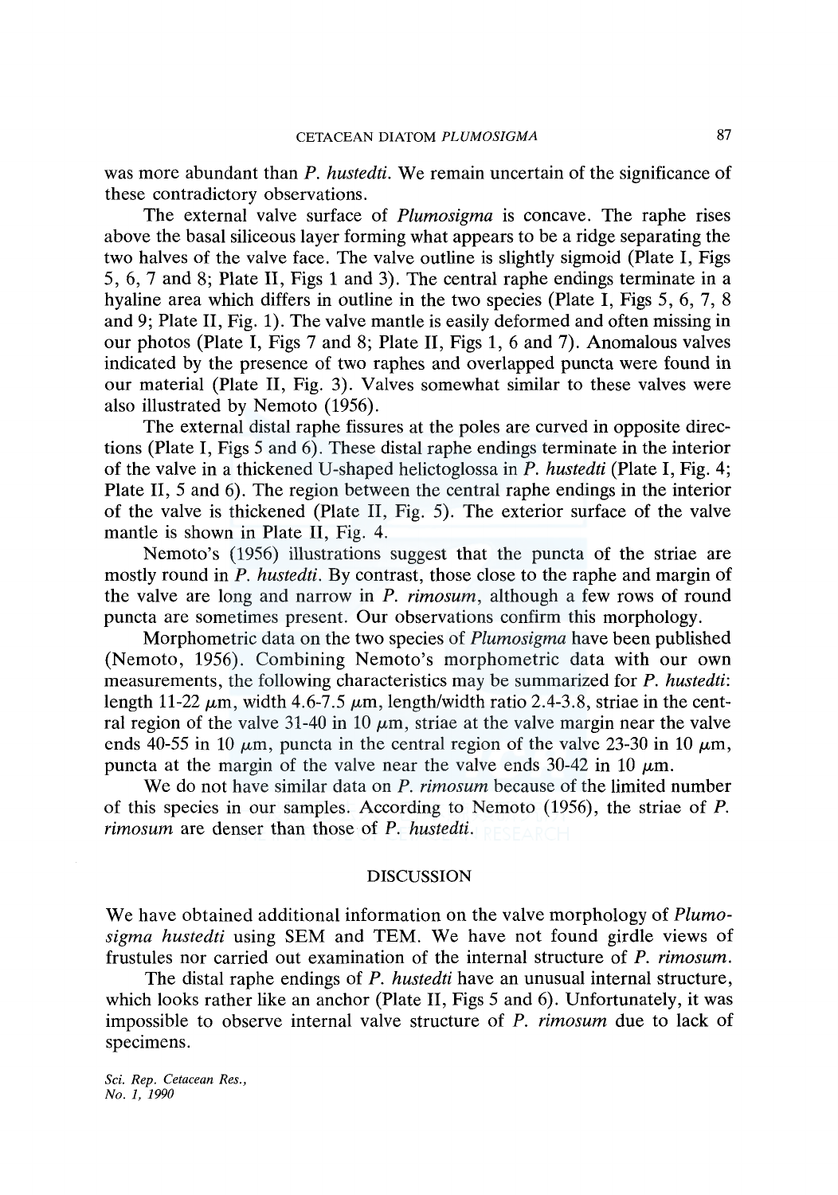was more abundant than *P. hustedti*. We remain uncertain of the significance of these contradictory observations.

The external valve surface of *Plumosigma* is concave. The raphe rises above the basal siliceous layer forming what appears to be a ridge separating the two halves of the valve face. The valve outline is slightly sigmoid (Plate I, Figs 5, 6, 7 and 8; Plate II, Figs 1 and 3). The central raphe endings terminate in a hyaline area which differs in outline in the two species (Plate I, Figs 5, 6, 7, 8 and 9; Plate II, Fig. 1). The valve mantle is easily deformed and often missing in our photos (Plate I, Figs 7 and 8; Plate II, Figs 1, 6 and 7). Anomalous valves indicated by the presence of two raphes and overlapped puncta were found in our material (Plate II, Fig. 3). Valves somewhat similar to these valves were also illustrated by Nemoto (1956).

The external distal raphe fissures at the poles are curved in opposite directions (Plate I, Figs 5 and 6). These distal raphe endings terminate in the interior of the valve in a thickened U-shaped helictoglossa in *P. hustedti* (Plate I, Fig. 4; Plate II, 5 and 6). The region between the central raphe endings in the interior of the valve is thickened (Plate II, Fig. 5). The exterior surface of the valve mantle is shown in Plate II, Fig. 4.

Nemoto's (1956) illustrations suggest that the puncta of the striae are mostly round in *P. hustedti*. By contrast, those close to the raphe and margin of the valve are long and narrow in *P. rimosum*, although a few rows of round puncta are sometimes present. Our observations confirm this morphology.

Morphometric data on the two species of *Plumosigma* have been published (Nemoto, 1956). Combining Nemoto's morphometric data with our own measurements, the following characteristics may be summarized for *P. hustedti*: length 11-22 $\mu$m, width 4.6-7.5 $\mu$m, length/width ratio 2.4-3.8, striae in the central region of the valve 31-40 in 10 $\mu$m, striae at the valve margin near the valve ends 40-55 in 10 $\mu$m, puncta in the central region of the valve 23-30 in 10 $\mu$m, puncta at the margin of the valve near the valve ends 30-42 in 10 $\mu$m.

We do not have similar data on *P. rimosum* because of the limited number of this species in our samples. According to Nemoto (1956), the striae of *P. rimosum* are denser than those of *P. hustedti*.

## DISCUSSION

We have obtained additional information on the valve morphology of *Plumosigma hustedti* using SEM and TEM. We have not found girdle views of frustules nor carried out examination of the internal structure of *P. rimosum*.

The distal raphe endings of *P. hustedti* have an unusual internal structure, which looks rather like an anchor (Plate II, Figs 5 and 6). Unfortunately, it was impossible to observe internal valve structure of *P. rimosum* due to lack of specimens.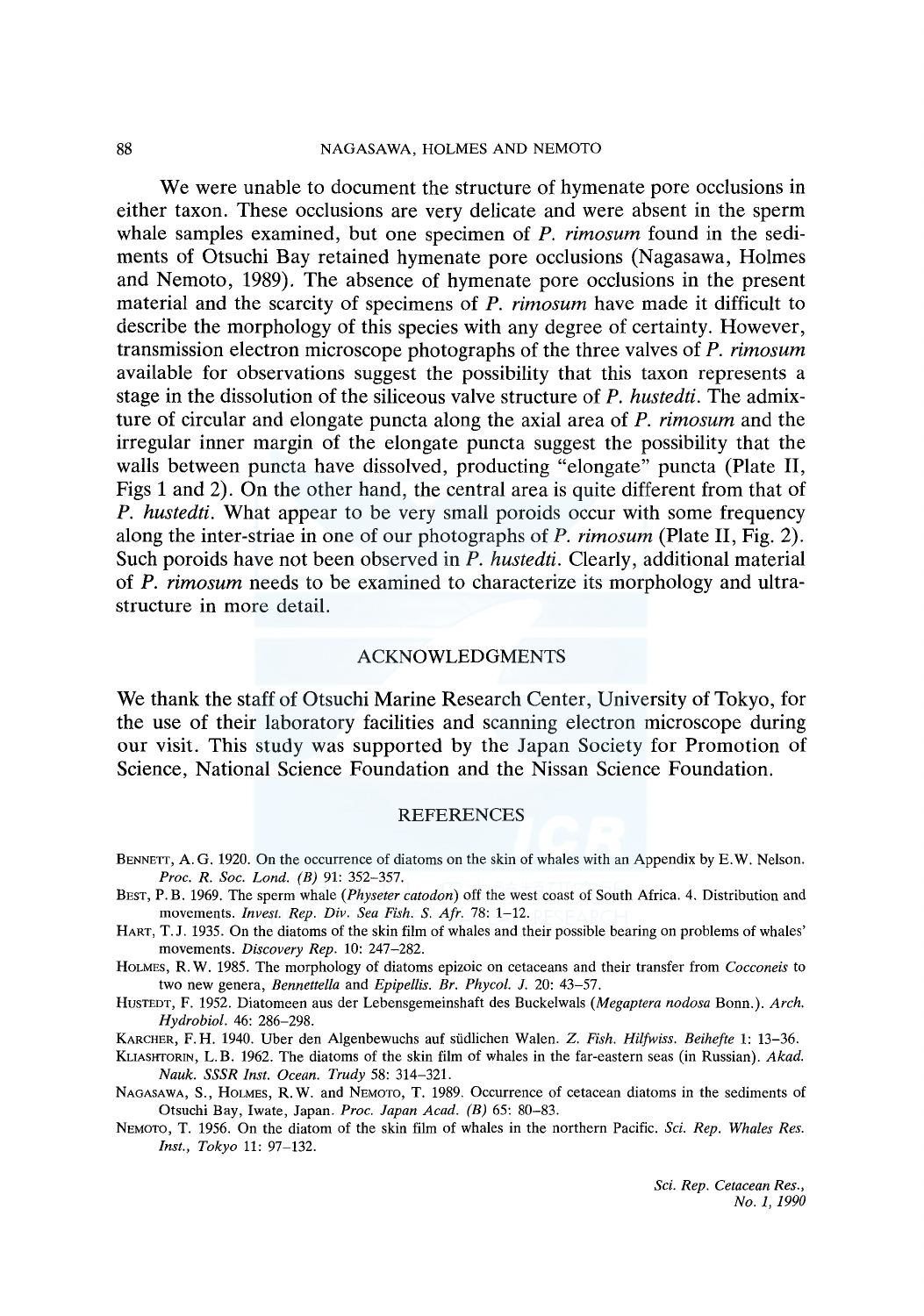We were unable to document the structure of hymenate pore occlusions in either taxon. These occlusions are very delicate and were absent in the sperm whale samples examined, but one specimen of *P. rimosum* found in the sediments of Otsuchi Bay retained hymenate pore occlusions (Nagasawa, Holmes and Nemoto, 1989). The absence of hymenate pore occlusions in the present material and the scarcity of specimens of *P. rimosum* have made it difficult to describe the morphology of this species with any degree of certainty. However, transmission electron microscope photographs of the three valves of *P. rimosum* available for observations suggest the possibility that this taxon represents a stage in the dissolution of the siliceous valve structure of *P. hustedti*. The admixture of circular and elongate puncta along the axial area of *P. rimosum* and the irregular inner margin of the elongate puncta suggest the possibility that the walls between puncta have dissolved, producting "elongate" puncta (Plate II, Figs 1 and 2). On the other hand, the central area is quite different from that of *P. hustedti*. What appear to be very small poroids occur with some frequency along the inter-striae in one of our photographs of *P. rimosum* (Plate II, Fig. 2). Such poroids have not been observed in *P. hustedti*. Clearly, additional material of *P. rimosum* needs to be examined to characterize its morphology and ultrastructure in more detail.

## ACKNOWLEDGMENTS

We thank the staff of Otsuchi Marine Research Center, University of Tokyo, for the use of their laboratory facilities and scanning electron microscope during our visit. This study was supported by the Japan Society for Promotion of Science, National Science Foundation and the Nissan Science Foundation.

## REFERENCES

BENNETT, A. G. 1920. On the occurrence of diatoms on the skin of whales with an Appendix by E.W. Nelson. *Proc. R. Soc. Lond. (B)* 91: 352–357.

BEST, P. B. 1969. The sperm whale (*Physeter catodon*) off the west coast of South Africa. 4. Distribution and movements. *Invest. Rep. Div. Sea Fish. S. Afr.* 78: 1–12.

HART, T. J. 1935. On the diatoms of the skin film of whales and their possible bearing on problems of whales' movements. *Discovery Rep.* 10: 247–282.

HOLMES, R. W. 1985. The morphology of diatoms epizoic on cetaceans and their transfer from *Cocconeis* to two new genera, *Bennettella* and *Epipellis*. *Br. Phycol. J.* 20: 43–57.

HUSTEDT, F. 1952. Diatomeen aus der Lebensgemeinschaft des Buckelwals (*Megaptera nodosa* Bonn.). *Arch. Hydrobiol.* 46: 286–298.

KARCHER, F. H. 1940. Uber den Algenbewuchs auf südlichen Walen. *Z. Fish. Hilfwiss. Beihefte* 1: 13–36.

KLIASHTORIN, L. B. 1962. The diatoms of the skin film of whales in the far-eastern seas (in Russian). *Akad. Nauk. SSSR Inst. Ocean. Trudy* 58: 314–321.

NAGASAWA, S., HOLMES, R. W. and NEMOTO, T. 1989. Occurrence of cetacean diatoms in the sediments of Otsuchi Bay, Iwate, Japan. *Proc. Japan Acad. (B)* 65: 80–83.

NEMOTO, T. 1956. On the diatom of the skin film of whales in the northern Pacific. *Sci. Rep. Whales Res. Inst., Tokyo* 11: 97–132.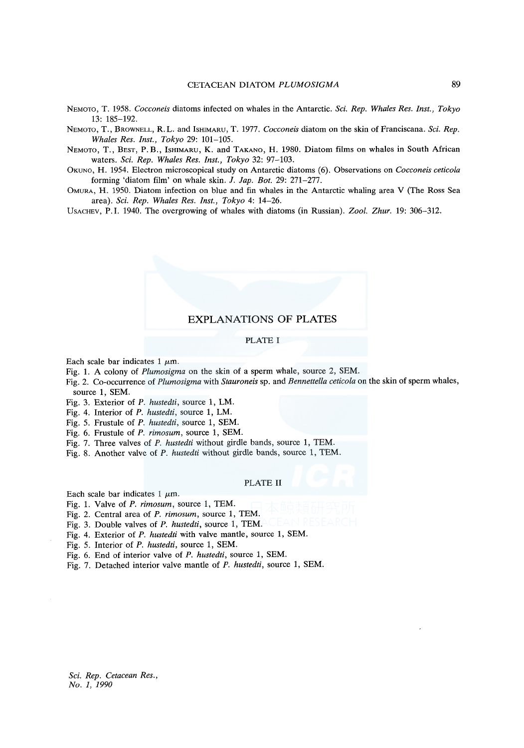Nemoto, T. 1958. *Cocconeis* diatoms infected on whales in the Antarctic. *Sci. Rep. Whales Res. Inst., Tokyo* 13: 185–192.

Nemoto, T., Brownell, R.L. and Ishimaru, T. 1977. *Cocconeis* diatom on the skin of Franciscana. *Sci. Rep. Whales Res. Inst., Tokyo* 29: 101–105.

Nemoto, T., Best, P.B., Ishimaru, K. and Takano, H. 1980. Diatom films on whales in South African waters. *Sci. Rep. Whales Res. Inst., Tokyo* 32: 97–103.

Okuno, H. 1954. Electron microscopical study on Antarctic diatoms (6). Observations on *Cocconeis ceticola* forming 'diatom film' on whale skin. *J. Jap. Bot.* 29: 271–277.

Omura, H. 1950. Diatom infection on blue and fin whales in the Antarctic whaling area V (The Ross Sea area). *Sci. Rep. Whales Res. Inst., Tokyo* 4: 14–26.

Usachev, P.I. 1940. The overgrowing of whales with diatoms (in Russian). *Zool. Zhur.* 19: 306–312.

## EXPLANATIONS OF PLATES

### PLATE I

Each scale bar indicates 1 $\mu$m.

Fig. 1. A colony of *Plumosigma* on the skin of a sperm whale, source 2, SEM.

Fig. 2. Co-occurrence of *Plumosigma* with *Stauroneis* sp. and *Bennettella ceticola* on the skin of sperm whales, source 1, SEM.

Fig. 3. Exterior of *P. hustedti*, source 1, LM.

Fig. 4. Interior of *P. hustedti*, source 1, LM.

Fig. 5. Frustule of *P. hustedti*, source 1, SEM.

Fig. 6. Frustule of *P. rimosum*, source 1, SEM.

Fig. 7. Three valves of *P. hustedti* without girdle bands, source 1, TEM.

Fig. 8. Another valve of *P. hustedti* without girdle bands, source 1, TEM.

### PLATE II

Each scale bar indicates 1 $\mu$m.

Fig. 1. Valve of *P. rimosum*, source 1, TEM.

Fig. 2. Central area of *P. rimosum*, source 1, TEM.

Fig. 3. Double valves of *P. hustedti*, source 1, TEM.

Fig. 4. Exterior of *P. hustedti* with valve mantle, source 1, SEM.

Fig. 5. Interior of *P. hustedti*, source 1, SEM.

Fig. 6. End of interior valve of *P. hustedti*, source 1, SEM.

Fig. 7. Detached interior valve mantle of *P. hustedti*, source 1, SEM.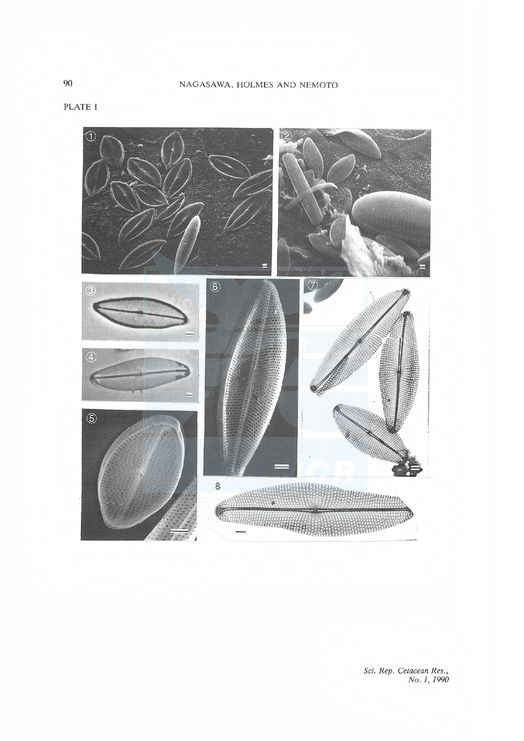PLATE I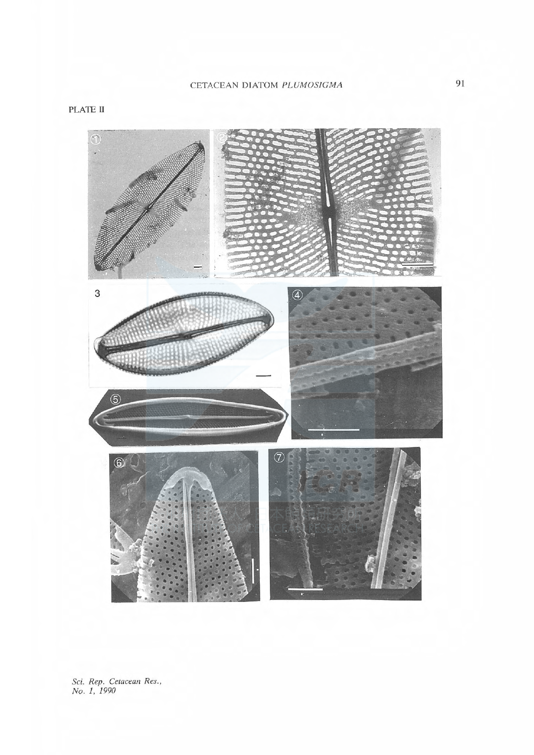PLATE II